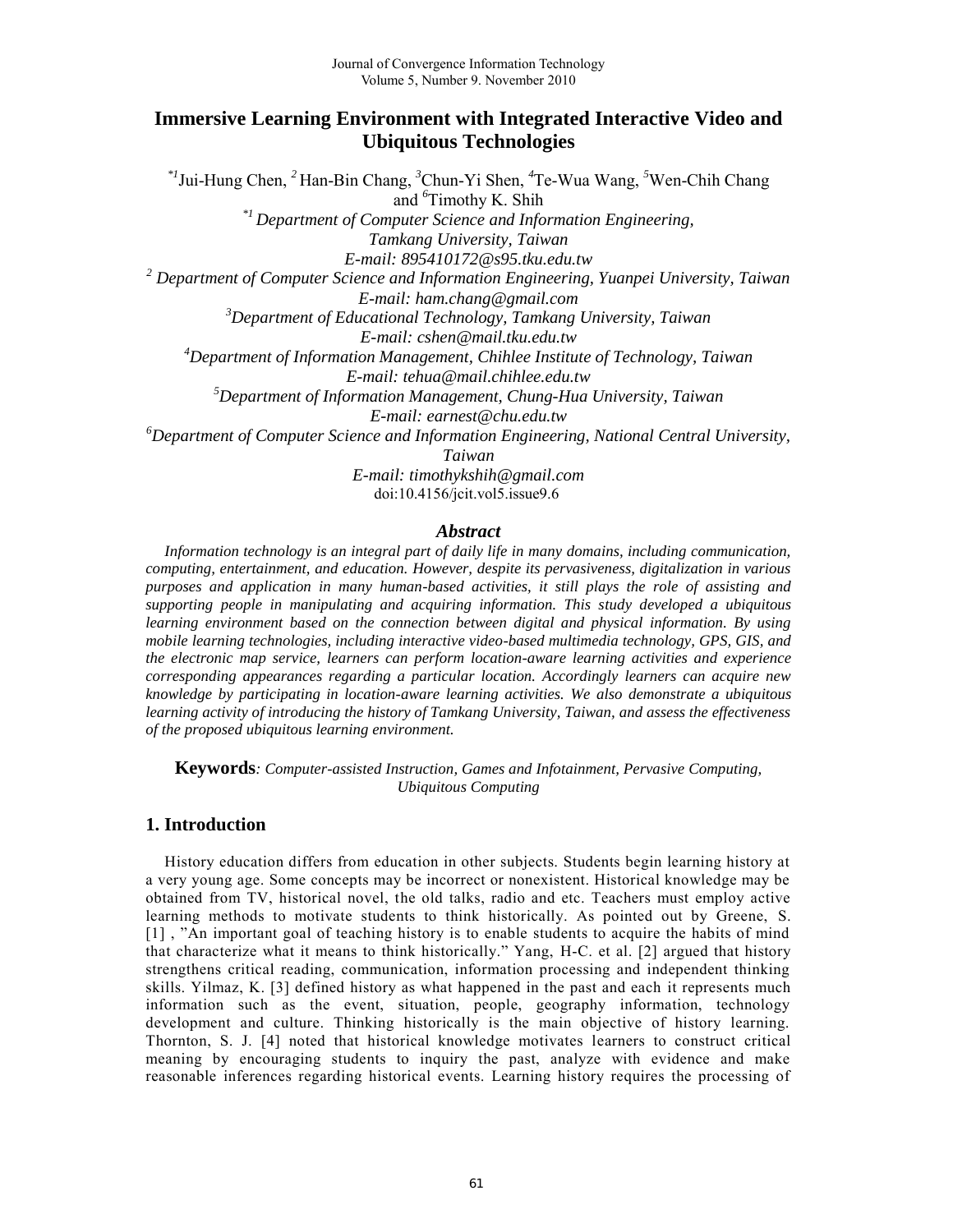# Immersive Learning Environment with Integrated Interactive Video and Ubiquitous Technologies

[*1]Jui-Hung Chen, [2] Han-Bin Chang, [3]Chun-Yi Shen, [4]Te-Wua Wang, [5]Wen-Chih Chang and [6]Timothy K. Shih

*[*1] Department of Computer Science and Information Engineering, Tamkang University, Taiwan*
*E-mail: 895410172@s95.tku.edu.tw*

*[2] Department of Computer Science and Information Engineering, Yuanpei University, Taiwan*
*E-mail: ham.chang@gmail.com*

*[3]Department of Educational Technology, Tamkang University, Taiwan*
*E-mail: cshen@mail.tku.edu.tw*

*[4]Department of Information Management, Chihlee Institute of Technology, Taiwan*
*E-mail: tehua@mail.chihlee.edu.tw*

*[5]Department of Information Management, Chung-Hua University, Taiwan*
*E-mail: earnest@chu.edu.tw*

*[6]Department of Computer Science and Information Engineering, National Central University, Taiwan*
*E-mail: timothykshih@gmail.com*

doi:10.4156/jcit.vol5.issue9.6

## *Abstract*

*Information technology is an integral part of daily life in many domains, including communication, computing, entertainment, and education. However, despite its pervasiveness, digitalization in various purposes and application in many human-based activities, it still plays the role of assisting and supporting people in manipulating and acquiring information. This study developed a ubiquitous learning environment based on the connection between digital and physical information. By using mobile learning technologies, including interactive video-based multimedia technology, GPS, GIS, and the electronic map service, learners can perform location-aware learning activities and experience corresponding appearances regarding a particular location. Accordingly learners can acquire new knowledge by participating in location-aware learning activities. We also demonstrate a ubiquitous learning activity of introducing the history of Tamkang University, Taiwan, and assess the effectiveness of the proposed ubiquitous learning environment.*

**Keywords***: Computer-assisted Instruction, Games and Infotainment, Pervasive Computing, Ubiquitous Computing*

## 1. Introduction

History education differs from education in other subjects. Students begin learning history at a very young age. Some concepts may be incorrect or nonexistent. Historical knowledge may be obtained from TV, historical novel, the old talks, radio and etc. Teachers must employ active learning methods to motivate students to think historically. As pointed out by Greene, S. [1] , "An important goal of teaching history is to enable students to acquire the habits of mind that characterize what it means to think historically." Yang, H-C. et al. [2] argued that history strengthens critical reading, communication, information processing and independent thinking skills. Yilmaz, K. [3] defined history as what happened in the past and each it represents much information such as the event, situation, people, geography information, technology development and culture. Thinking historically is the main objective of history learning. Thornton, S. J. [4] noted that historical knowledge motivates learners to construct critical meaning by encouraging students to inquiry the past, analyze with evidence and make reasonable inferences regarding historical events. Learning history requires the processing of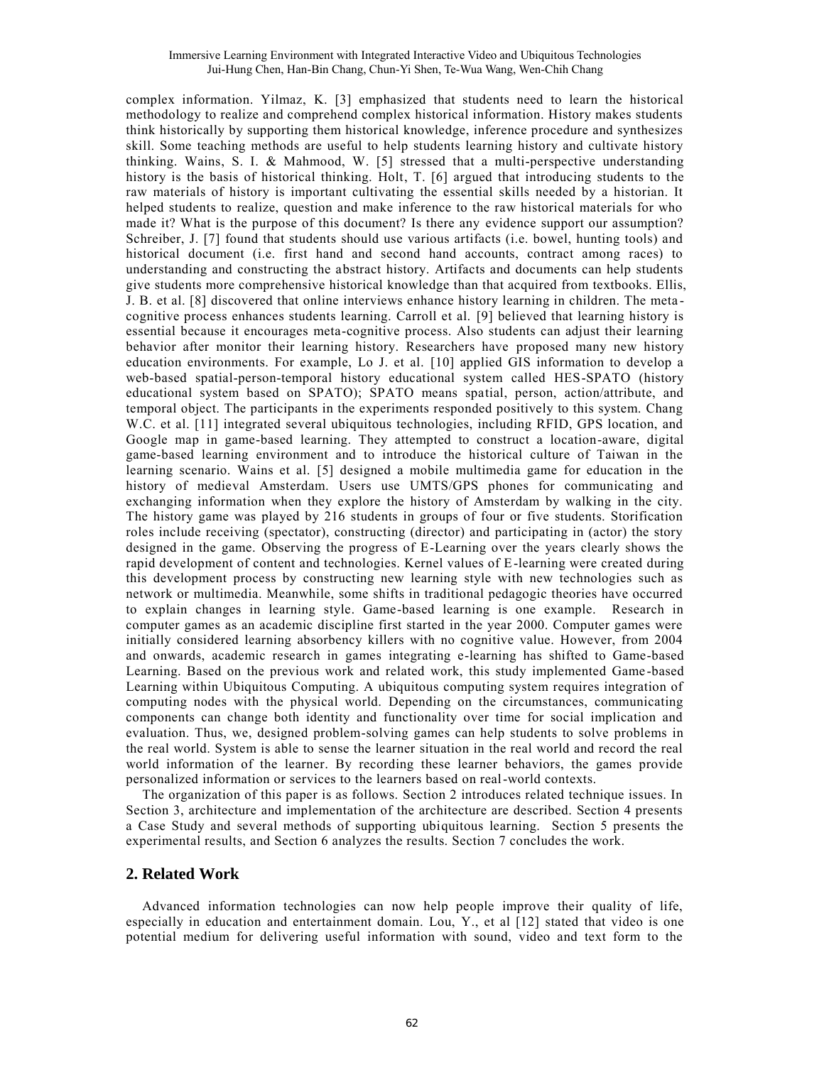complex information. Yilmaz, K. [3] emphasized that students need to learn the historical methodology to realize and comprehend complex historical information. History makes students think historically by supporting them historical knowledge, inference procedure and synthesizes skill. Some teaching methods are useful to help students learning history and cultivate history thinking. Wains, S. I. & Mahmood, W. [5] stressed that a multi-perspective understanding history is the basis of historical thinking. Holt, T. [6] argued that introducing students to the raw materials of history is important cultivating the essential skills needed by a historian. It helped students to realize, question and make inference to the raw historical materials for who made it? What is the purpose of this document? Is there any evidence support our assumption? Schreiber, J. [7] found that students should use various artifacts (i.e. bowel, hunting tools) and historical document (i.e. first hand and second hand accounts, contract among races) to understanding and constructing the abstract history. Artifacts and documents can help students give students more comprehensive historical knowledge than that acquired from textbooks. Ellis, J. B. et al. [8] discovered that online interviews enhance history learning in children. The meta-cognitive process enhances students learning. Carroll et al. [9] believed that learning history is essential because it encourages meta-cognitive process. Also students can adjust their learning behavior after monitor their learning history. Researchers have proposed many new history education environments. For example, Lo J. et al. [10] applied GIS information to develop a web-based spatial-person-temporal history educational system called HES-SPATO (history educational system based on SPATO); SPATO means spatial, person, action/attribute, and temporal object. The participants in the experiments responded positively to this system. Chang W.C. et al. [11] integrated several ubiquitous technologies, including RFID, GPS location, and Google map in game-based learning. They attempted to construct a location-aware, digital game-based learning environment and to introduce the historical culture of Taiwan in the learning scenario. Wains et al. [5] designed a mobile multimedia game for education in the history of medieval Amsterdam. Users use UMTS/GPS phones for communicating and exchanging information when they explore the history of Amsterdam by walking in the city. The history game was played by 216 students in groups of four or five students. Storification roles include receiving (spectator), constructing (director) and participating in (actor) the story designed in the game. Observing the progress of E-Learning over the years clearly shows the rapid development of content and technologies. Kernel values of E-learning were created during this development process by constructing new learning style with new technologies such as network or multimedia. Meanwhile, some shifts in traditional pedagogic theories have occurred to explain changes in learning style. Game-based learning is one example. Research in computer games as an academic discipline first started in the year 2000. Computer games were initially considered learning absorbency killers with no cognitive value. However, from 2004 and onwards, academic research in games integrating e-learning has shifted to Game-based Learning. Based on the previous work and related work, this study implemented Game-based Learning within Ubiquitous Computing. A ubiquitous computing system requires integration of computing nodes with the physical world. Depending on the circumstances, communicating components can change both identity and functionality over time for social implication and evaluation. Thus, we, designed problem-solving games can help students to solve problems in the real world. System is able to sense the learner situation in the real world and record the real world information of the learner. By recording these learner behaviors, the games provide personalized information or services to the learners based on real-world contexts.

The organization of this paper is as follows. Section 2 introduces related technique issues. In Section 3, architecture and implementation of the architecture are described. Section 4 presents a Case Study and several methods of supporting ubiquitous learning. Section 5 presents the experimental results, and Section 6 analyzes the results. Section 7 concludes the work.

## 2. Related Work

Advanced information technologies can now help people improve their quality of life, especially in education and entertainment domain. Lou, Y., et al [12] stated that video is one potential medium for delivering useful information with sound, video and text form to the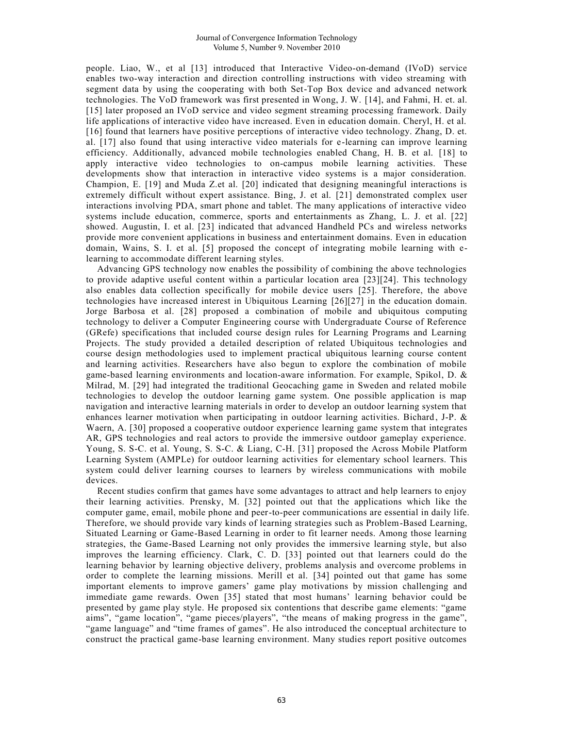people. Liao, W., et al [13] introduced that Interactive Video-on-demand (IVoD) service enables two-way interaction and direction controlling instructions with video streaming with segment data by using the cooperating with both Set-Top Box device and advanced network technologies. The VoD framework was first presented in Wong, J. W. [14], and Fahmi, H. et. al. [15] later proposed an IVoD service and video segment streaming processing framework. Daily life applications of interactive video have increased. Even in education domain. Cheryl, H. et al. [16] found that learners have positive perceptions of interactive video technology. Zhang, D. et. al. [17] also found that using interactive video materials for e-learning can improve learning efficiency. Additionally, advanced mobile technologies enabled Chang, H. B. et al. [18] to apply interactive video technologies to on-campus mobile learning activities. These developments show that interaction in interactive video systems is a major consideration. Champion, E. [19] and Muda Z.et al. [20] indicated that designing meaningful interactions is extremely difficult without expert assistance. Bing, J. et al. [21] demonstrated complex user interactions involving PDA, smart phone and tablet. The many applications of interactive video systems include education, commerce, sports and entertainments as Zhang, L. J. et al. [22] showed. Augustin, I. et al. [23] indicated that advanced Handheld PCs and wireless networks provide more convenient applications in business and entertainment domains. Even in education domain, Wains, S. I. et al. [5] proposed the concept of integrating mobile learning with e-learning to accommodate different learning styles.

Advancing GPS technology now enables the possibility of combining the above technologies to provide adaptive useful content within a particular location area [23][24]. This technology also enables data collection specifically for mobile device users [25]. Therefore, the above technologies have increased interest in Ubiquitous Learning [26][27] in the education domain. Jorge Barbosa et al. [28] proposed a combination of mobile and ubiquitous computing technology to deliver a Computer Engineering course with Undergraduate Course of Reference (GRefe) specifications that included course design rules for Learning Programs and Learning Projects. The study provided a detailed description of related Ubiquitous technologies and course design methodologies used to implement practical ubiquitous learning course content and learning activities. Researchers have also begun to explore the combination of mobile game-based learning environments and location-aware information. For example, Spikol, D. & Milrad, M. [29] had integrated the traditional Geocaching game in Sweden and related mobile technologies to develop the outdoor learning game system. One possible application is map navigation and interactive learning materials in order to develop an outdoor learning system that enhances learner motivation when participating in outdoor learning activities. Bichard, J-P. & Waern, A. [30] proposed a cooperative outdoor experience learning game system that integrates AR, GPS technologies and real actors to provide the immersive outdoor gameplay experience. Young, S. S-C. et al. Young, S. S-C. & Liang, C-H. [31] proposed the Across Mobile Platform Learning System (AMPLe) for outdoor learning activities for elementary school learners. This system could deliver learning courses to learners by wireless communications with mobile devices.

Recent studies confirm that games have some advantages to attract and help learners to enjoy their learning activities. Prensky, M. [32] pointed out that the applications which like the computer game, email, mobile phone and peer-to-peer communications are essential in daily life. Therefore, we should provide vary kinds of learning strategies such as Problem-Based Learning, Situated Learning or Game-Based Learning in order to fit learner needs. Among those learning strategies, the Game-Based Learning not only provides the immersive learning style, but also improves the learning efficiency. Clark, C. D. [33] pointed out that learners could do the learning behavior by learning objective delivery, problems analysis and overcome problems in order to complete the learning missions. Merill et al. [34] pointed out that game has some important elements to improve gamers' game play motivations by mission challenging and immediate game rewards. Owen [35] stated that most humans' learning behavior could be presented by game play style. He proposed six contentions that describe game elements: "game aims", "game location", "game pieces/players", "the means of making progress in the game", "game language" and "time frames of games". He also introduced the conceptual architecture to construct the practical game-base learning environment. Many studies report positive outcomes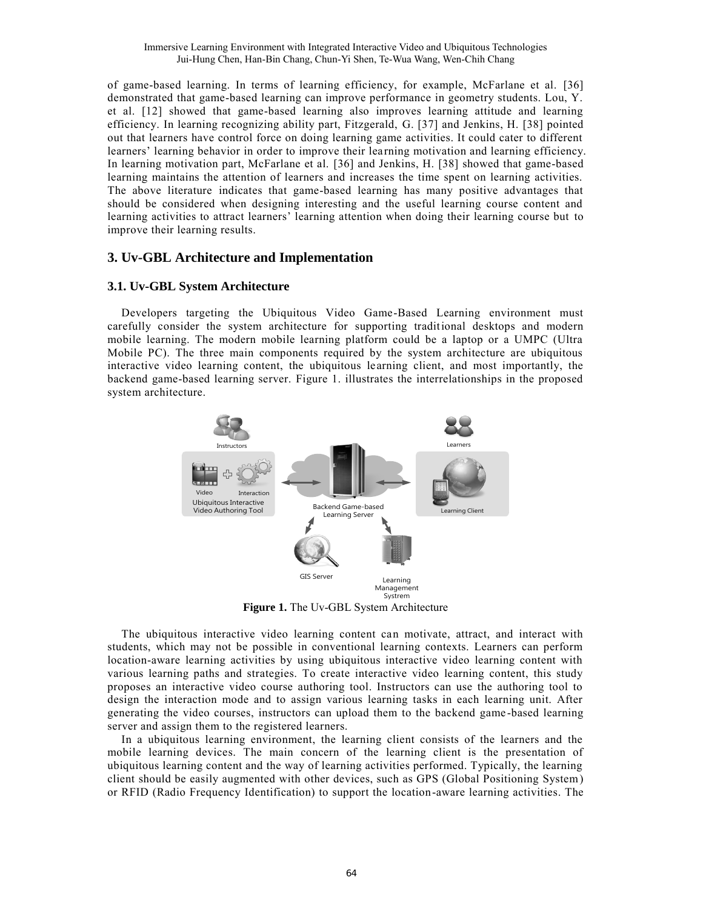of game-based learning. In terms of learning efficiency, for example, McFarlane et al. [36] demonstrated that game-based learning can improve performance in geometry students. Lou, Y. et al. [12] showed that game-based learning also improves learning attitude and learning efficiency. In learning recognizing ability part, Fitzgerald, G. [37] and Jenkins, H. [38] pointed out that learners have control force on doing learning game activities. It could cater to different learners' learning behavior in order to improve their learning motivation and learning efficiency. In learning motivation part, McFarlane et al. [36] and Jenkins, H. [38] showed that game-based learning maintains the attention of learners and increases the time spent on learning activities. The above literature indicates that game-based learning has many positive advantages that should be considered when designing interesting and the useful learning course content and learning activities to attract learners' learning attention when doing their learning course but to improve their learning results.

## 3. Uv-GBL Architecture and Implementation

### 3.1. Uv-GBL System Architecture

Developers targeting the Ubiquitous Video Game-Based Learning environment must carefully consider the system architecture for supporting traditional desktops and modern mobile learning. The modern mobile learning platform could be a laptop or a UMPC (Ultra Mobile PC). The three main components required by the system architecture are ubiquitous interactive video learning content, the ubiquitous learning client, and most importantly, the backend game-based learning server. Figure 1. illustrates the interrelationships in the proposed system architecture.

**Figure 1.** The Uv-GBL System Architecture

The ubiquitous interactive video learning content can motivate, attract, and interact with students, which may not be possible in conventional learning contexts. Learners can perform location-aware learning activities by using ubiquitous interactive video learning content with various learning paths and strategies. To create interactive video learning content, this study proposes an interactive video course authoring tool. Instructors can use the authoring tool to design the interaction mode and to assign various learning tasks in each learning unit. After generating the video courses, instructors can upload them to the backend game-based learning server and assign them to the registered learners.

In a ubiquitous learning environment, the learning client consists of the learners and the mobile learning devices. The main concern of the learning client is the presentation of ubiquitous learning content and the way of learning activities performed. Typically, the learning client should be easily augmented with other devices, such as GPS (Global Positioning System) or RFID (Radio Frequency Identification) to support the location-aware learning activities. The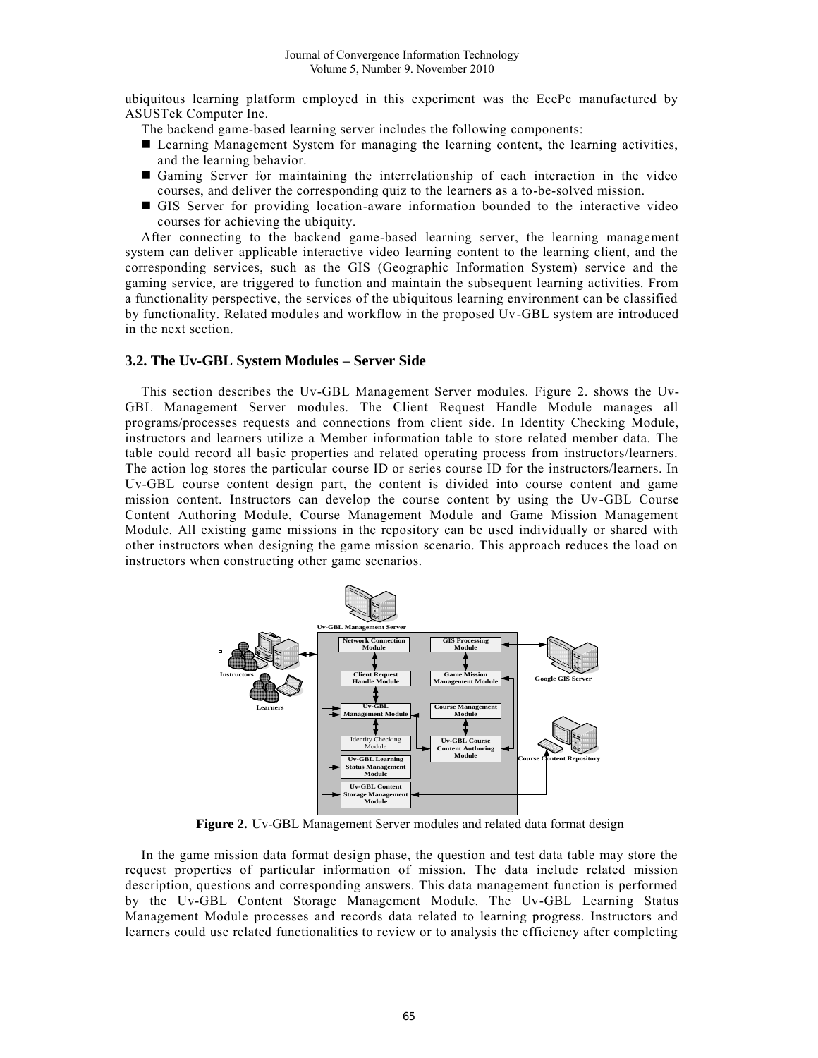ubiquitous learning platform employed in this experiment was the EeePc manufactured by ASUSTek Computer Inc.

The backend game-based learning server includes the following components:

- Learning Management System for managing the learning content, the learning activities, and the learning behavior.
- Gaming Server for maintaining the interrelationship of each interaction in the video courses, and deliver the corresponding quiz to the learners as a to-be-solved mission.
- GIS Server for providing location-aware information bounded to the interactive video courses for achieving the ubiquity.

After connecting to the backend game-based learning server, the learning management system can deliver applicable interactive video learning content to the learning client, and the corresponding services, such as the GIS (Geographic Information System) service and the gaming service, are triggered to function and maintain the subsequent learning activities. From a functionality perspective, the services of the ubiquitous learning environment can be classified by functionality. Related modules and workflow in the proposed Uv-GBL system are introduced in the next section.

### 3.2. The Uv-GBL System Modules – Server Side

This section describes the Uv-GBL Management Server modules. Figure 2. shows the Uv-GBL Management Server modules. The Client Request Handle Module manages all programs/processes requests and connections from client side. In Identity Checking Module, instructors and learners utilize a Member information table to store related member data. The table could record all basic properties and related operating process from instructors/learners. The action log stores the particular course ID or series course ID for the instructors/learners. In Uv-GBL course content design part, the content is divided into course content and game mission content. Instructors can develop the course content by using the Uv-GBL Course Content Authoring Module, Course Management Module and Game Mission Management Module. All existing game missions in the repository can be used individually or shared with other instructors when designing the game mission scenario. This approach reduces the load on instructors when constructing other game scenarios.

**Figure 2.** Uv-GBL Management Server modules and related data format design

In the game mission data format design phase, the question and test data table may store the request properties of particular information of mission. The data include related mission description, questions and corresponding answers. This data management function is performed by the Uv-GBL Content Storage Management Module. The Uv-GBL Learning Status Management Module processes and records data related to learning progress. Instructors and learners could use related functionalities to review or to analysis the efficiency after completing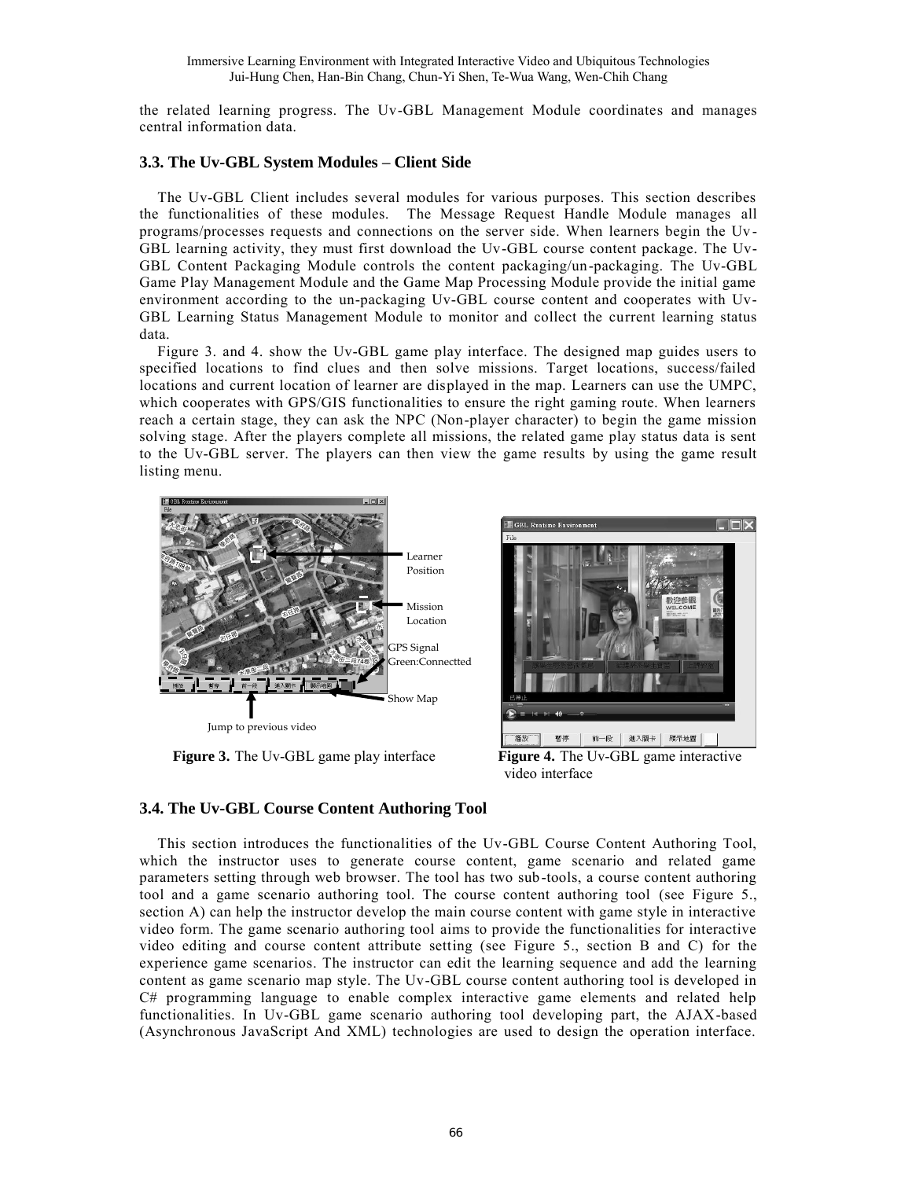the related learning progress. The Uv-GBL Management Module coordinates and manages central information data.

### 3.3. The Uv-GBL System Modules – Client Side

The Uv-GBL Client includes several modules for various purposes. This section describes the functionalities of these modules. The Message Request Handle Module manages all programs/processes requests and connections on the server side. When learners begin the Uv-GBL learning activity, they must first download the Uv-GBL course content package. The Uv-GBL Content Packaging Module controls the content packaging/un-packaging. The Uv-GBL Game Play Management Module and the Game Map Processing Module provide the initial game environment according to the un-packaging Uv-GBL course content and cooperates with Uv-GBL Learning Status Management Module to monitor and collect the current learning status data.

Figure 3. and 4. show the Uv-GBL game play interface. The designed map guides users to specified locations to find clues and then solve missions. Target locations, success/failed locations and current location of learner are displayed in the map. Learners can use the UMPC, which cooperates with GPS/GIS functionalities to ensure the right gaming route. When learners reach a certain stage, they can ask the NPC (Non-player character) to begin the game mission solving stage. After the players complete all missions, the related game play status data is sent to the Uv-GBL server. The players can then view the game results by using the game result listing menu.

Learner Position

Mission Location

GPS Signal Green:Connectted

Show Map

Jump to previous video

**Figure 3.** The Uv-GBL game play interface

**Figure 4.** The Uv-GBL game interactive video interface

### 3.4. The Uv-GBL Course Content Authoring Tool

This section introduces the functionalities of the Uv-GBL Course Content Authoring Tool, which the instructor uses to generate course content, game scenario and related game parameters setting through web browser. The tool has two sub-tools, a course content authoring tool and a game scenario authoring tool. The course content authoring tool (see Figure 5., section A) can help the instructor develop the main course content with game style in interactive video form. The game scenario authoring tool aims to provide the functionalities for interactive video editing and course content attribute setting (see Figure 5., section B and C) for the experience game scenarios. The instructor can edit the learning sequence and add the learning content as game scenario map style. The Uv-GBL course content authoring tool is developed in C# programming language to enable complex interactive game elements and related help functionalities. In Uv-GBL game scenario authoring tool developing part, the AJAX-based (Asynchronous JavaScript And XML) technologies are used to design the operation interface.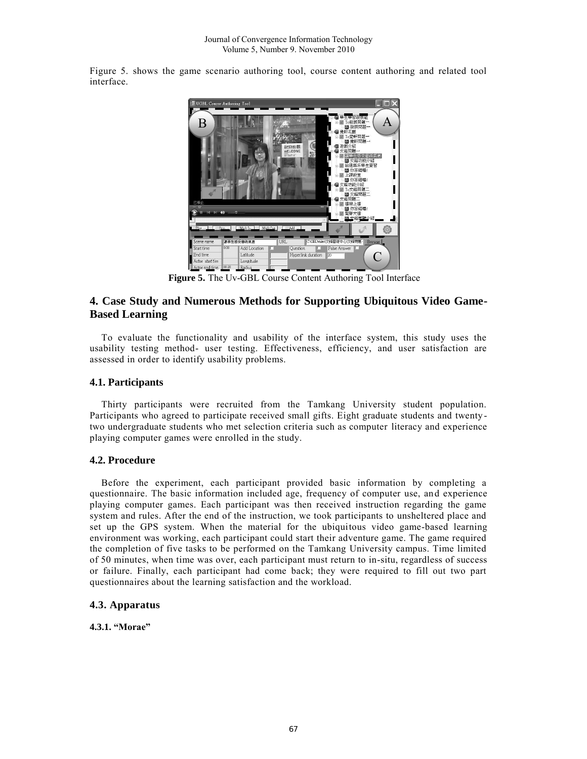Figure 5. shows the game scenario authoring tool, course content authoring and related tool interface.

**Figure 5.** The Uv-GBL Course Content Authoring Tool Interface

## 4. Case Study and Numerous Methods for Supporting Ubiquitous Video Game-Based Learning

To evaluate the functionality and usability of the interface system, this study uses the usability testing method- user testing. Effectiveness, efficiency, and user satisfaction are assessed in order to identify usability problems.

### 4.1. Participants

Thirty participants were recruited from the Tamkang University student population. Participants who agreed to participate received small gifts. Eight graduate students and twenty-two undergraduate students who met selection criteria such as computer literacy and experience playing computer games were enrolled in the study.

### 4.2. Procedure

Before the experiment, each participant provided basic information by completing a questionnaire. The basic information included age, frequency of computer use, and experience playing computer games. Each participant was then received instruction regarding the game system and rules. After the end of the instruction, we took participants to unsheltered place and set up the GPS system. When the material for the ubiquitous video game-based learning environment was working, each participant could start their adventure game. The game required the completion of five tasks to be performed on the Tamkang University campus. Time limited of 50 minutes, when time was over, each participant must return to in-situ, regardless of success or failure. Finally, each participant had come back; they were required to fill out two part questionnaires about the learning satisfaction and the workload.

### 4.3. Apparatus

#### 4.3.1. "Morae"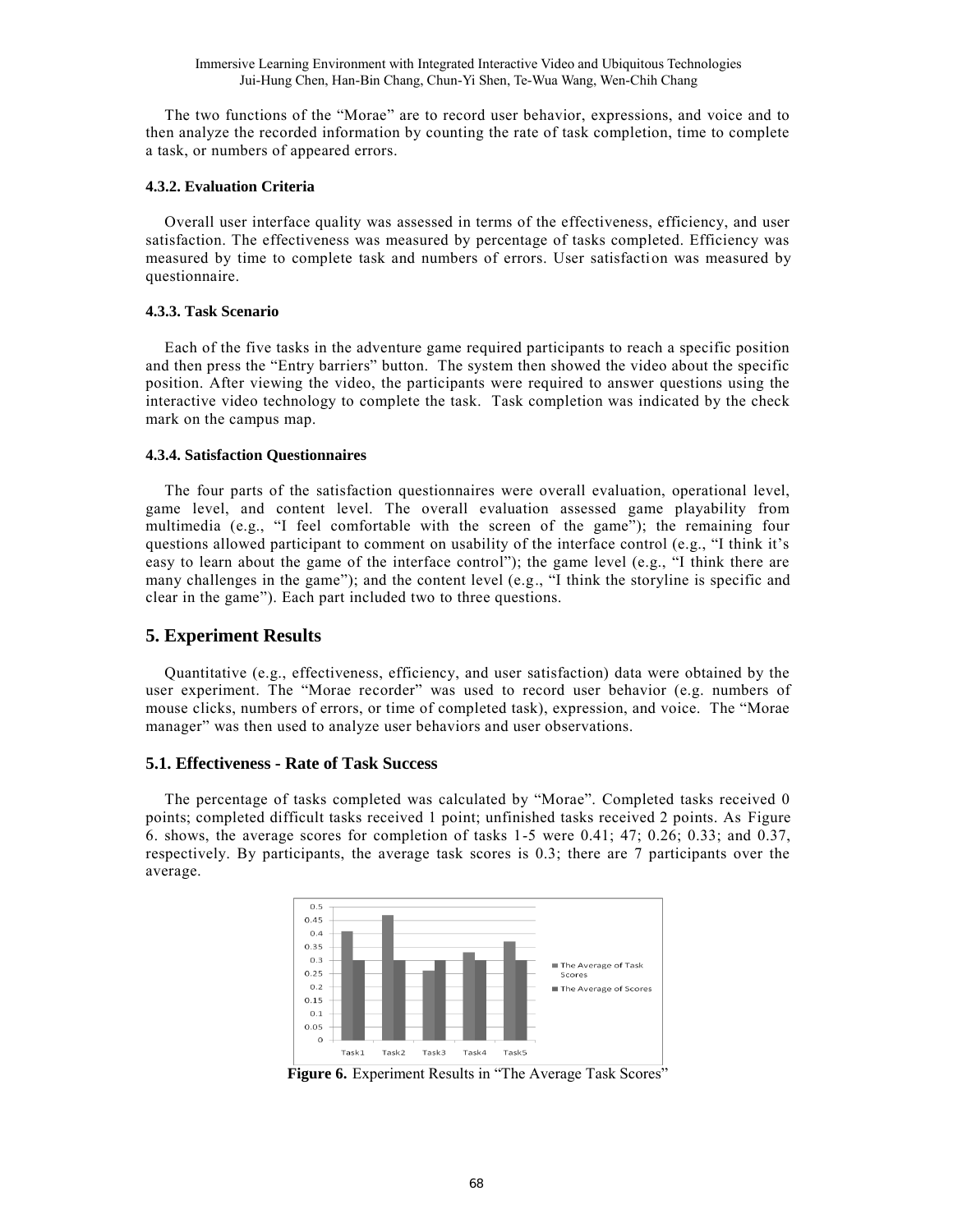The two functions of the "Morae" are to record user behavior, expressions, and voice and to then analyze the recorded information by counting the rate of task completion, time to complete a task, or numbers of appeared errors.

#### 4.3.2. Evaluation Criteria

Overall user interface quality was assessed in terms of the effectiveness, efficiency, and user satisfaction. The effectiveness was measured by percentage of tasks completed. Efficiency was measured by time to complete task and numbers of errors. User satisfaction was measured by questionnaire.

#### 4.3.3. Task Scenario

Each of the five tasks in the adventure game required participants to reach a specific position and then press the "Entry barriers" button. The system then showed the video about the specific position. After viewing the video, the participants were required to answer questions using the interactive video technology to complete the task. Task completion was indicated by the check mark on the campus map.

#### 4.3.4. Satisfaction Questionnaires

The four parts of the satisfaction questionnaires were overall evaluation, operational level, game level, and content level. The overall evaluation assessed game playability from multimedia (e.g., "I feel comfortable with the screen of the game"); the remaining four questions allowed participant to comment on usability of the interface control (e.g., "I think it's easy to learn about the game of the interface control"); the game level (e.g., "I think there are many challenges in the game"); and the content level (e.g., "I think the storyline is specific and clear in the game"). Each part included two to three questions.

## 5. Experiment Results

Quantitative (e.g., effectiveness, efficiency, and user satisfaction) data were obtained by the user experiment. The "Morae recorder" was used to record user behavior (e.g. numbers of mouse clicks, numbers of errors, or time of completed task), expression, and voice. The "Morae manager" was then used to analyze user behaviors and user observations.

### 5.1. Effectiveness - Rate of Task Success

The percentage of tasks completed was calculated by "Morae". Completed tasks received 0 points; completed difficult tasks received 1 point; unfinished tasks received 2 points. As Figure 6. shows, the average scores for completion of tasks 1-5 were 0.41; 47; 0.26; 0.33; and 0.37, respectively. By participants, the average task scores is 0.3; there are 7 participants over the average.

**Figure 6.** Experiment Results in "The Average Task Scores"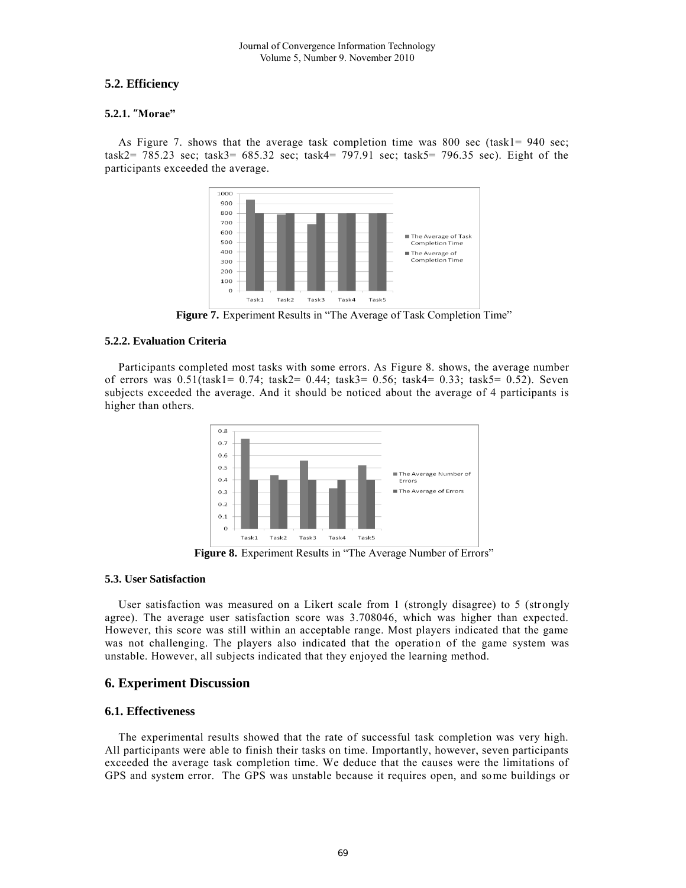### 5.2. Efficiency

#### 5.2.1. "Morae"

As Figure 7. shows that the average task completion time was 800 sec (task1= 940 sec; task2= 785.23 sec; task3= 685.32 sec; task4= 797.91 sec; task5= 796.35 sec). Eight of the participants exceeded the average.

**Figure 7.** Experiment Results in "The Average of Task Completion Time"

#### 5.2.2. Evaluation Criteria

Participants completed most tasks with some errors. As Figure 8. shows, the average number of errors was 0.51(task1= 0.74; task2= 0.44; task3= 0.56; task4= 0.33; task5= 0.52). Seven subjects exceeded the average. And it should be noticed about the average of 4 participants is higher than others.

**Figure 8.** Experiment Results in "The Average Number of Errors"

### 5.3. User Satisfaction

User satisfaction was measured on a Likert scale from 1 (strongly disagree) to 5 (strongly agree). The average user satisfaction score was 3.708046, which was higher than expected. However, this score was still within an acceptable range. Most players indicated that the game was not challenging. The players also indicated that the operation of the game system was unstable. However, all subjects indicated that they enjoyed the learning method.

## 6. Experiment Discussion

### 6.1. Effectiveness

The experimental results showed that the rate of successful task completion was very high. All participants were able to finish their tasks on time. Importantly, however, seven participants exceeded the average task completion time. We deduce that the causes were the limitations of GPS and system error. The GPS was unstable because it requires open, and some buildings or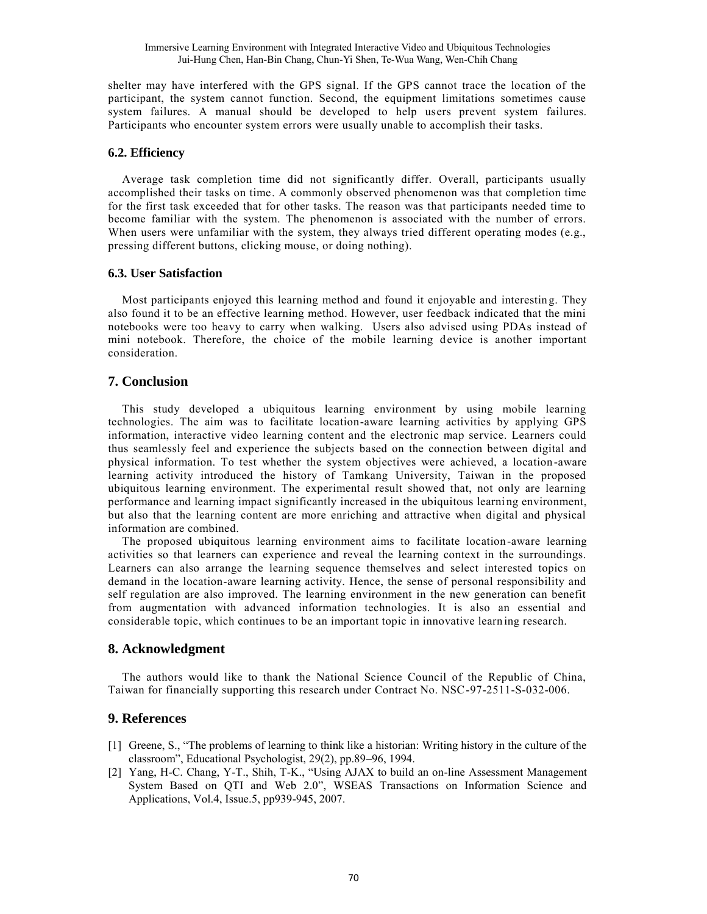shelter may have interfered with the GPS signal. If the GPS cannot trace the location of the participant, the system cannot function. Second, the equipment limitations sometimes cause system failures. A manual should be developed to help users prevent system failures. Participants who encounter system errors were usually unable to accomplish their tasks.

### 6.2. Efficiency

Average task completion time did not significantly differ. Overall, participants usually accomplished their tasks on time. A commonly observed phenomenon was that completion time for the first task exceeded that for other tasks. The reason was that participants needed time to become familiar with the system. The phenomenon is associated with the number of errors. When users were unfamiliar with the system, they always tried different operating modes (e.g., pressing different buttons, clicking mouse, or doing nothing).

### 6.3. User Satisfaction

Most participants enjoyed this learning method and found it enjoyable and interesting. They also found it to be an effective learning method. However, user feedback indicated that the mini notebooks were too heavy to carry when walking. Users also advised using PDAs instead of mini notebook. Therefore, the choice of the mobile learning device is another important consideration.

## 7. Conclusion

This study developed a ubiquitous learning environment by using mobile learning technologies. The aim was to facilitate location-aware learning activities by applying GPS information, interactive video learning content and the electronic map service. Learners could thus seamlessly feel and experience the subjects based on the connection between digital and physical information. To test whether the system objectives were achieved, a location-aware learning activity introduced the history of Tamkang University, Taiwan in the proposed ubiquitous learning environment. The experimental result showed that, not only are learning performance and learning impact significantly increased in the ubiquitous learning environment, but also that the learning content are more enriching and attractive when digital and physical information are combined.

The proposed ubiquitous learning environment aims to facilitate location-aware learning activities so that learners can experience and reveal the learning context in the surroundings. Learners can also arrange the learning sequence themselves and select interested topics on demand in the location-aware learning activity. Hence, the sense of personal responsibility and self regulation are also improved. The learning environment in the new generation can benefit from augmentation with advanced information technologies. It is also an essential and considerable topic, which continues to be an important topic in innovative learning research.

## 8. Acknowledgment

The authors would like to thank the National Science Council of the Republic of China, Taiwan for financially supporting this research under Contract No. NSC-97-2511-S-032-006.

## 9. References

[1] Greene, S., "The problems of learning to think like a historian: Writing history in the culture of the classroom", Educational Psychologist, 29(2), pp.89–96, 1994.

[2] Yang, H-C. Chang, Y-T., Shih, T-K., "Using AJAX to build an on-line Assessment Management System Based on QTI and Web 2.0", WSEAS Transactions on Information Science and Applications, Vol.4, Issue.5, pp939-945, 2007.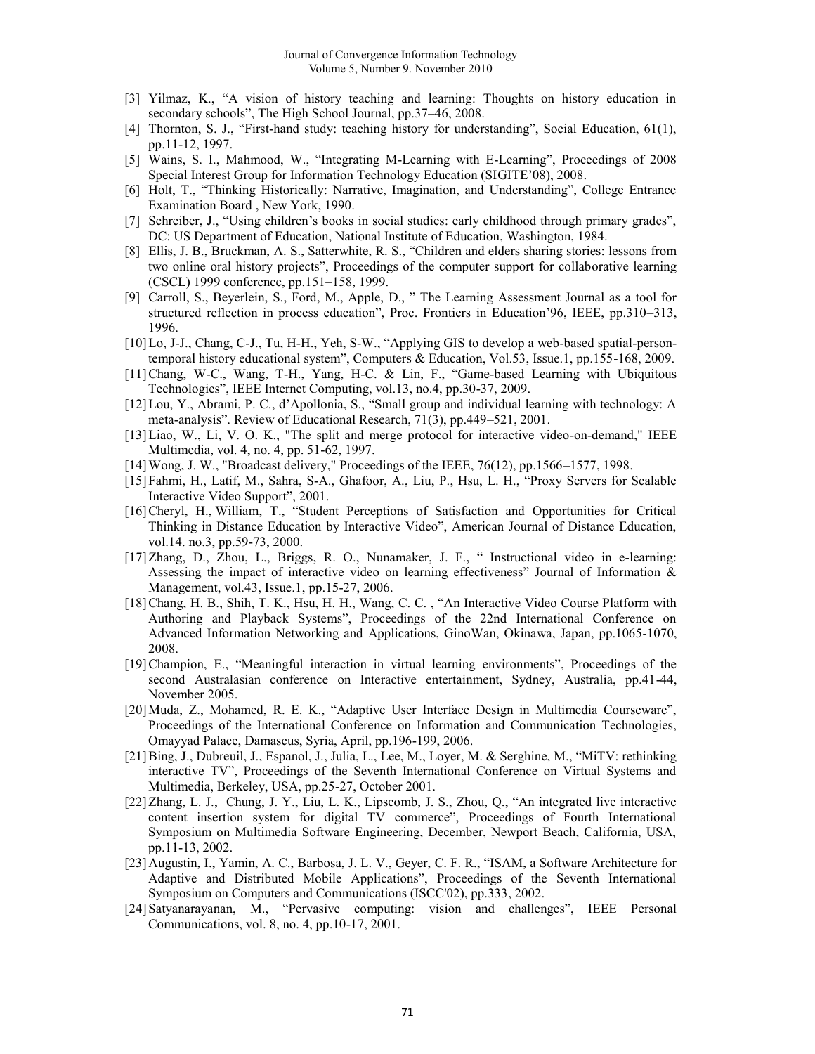[3] Yilmaz, K., "A vision of history teaching and learning: Thoughts on history education in secondary schools", The High School Journal, pp.37–46, 2008.

[4] Thornton, S. J., "First-hand study: teaching history for understanding", Social Education, 61(1), pp.11-12, 1997.

[5] Wains, S. I., Mahmood, W., "Integrating M-Learning with E-Learning", Proceedings of 2008 Special Interest Group for Information Technology Education (SIGITE'08), 2008.

[6] Holt, T., "Thinking Historically: Narrative, Imagination, and Understanding", College Entrance Examination Board , New York, 1990.

[7] Schreiber, J., "Using children's books in social studies: early childhood through primary grades", DC: US Department of Education, National Institute of Education, Washington, 1984.

[8] Ellis, J. B., Bruckman, A. S., Satterwhite, R. S., "Children and elders sharing stories: lessons from two online oral history projects", Proceedings of the computer support for collaborative learning (CSCL) 1999 conference, pp.151–158, 1999.

[9] Carroll, S., Beyerlein, S., Ford, M., Apple, D., " The Learning Assessment Journal as a tool for structured reflection in process education", Proc. Frontiers in Education'96, IEEE, pp.310–313, 1996.

[10] Lo, J-J., Chang, C-J., Tu, H-H., Yeh, S-W., "Applying GIS to develop a web-based spatial-person-temporal history educational system", Computers & Education, Vol.53, Issue.1, pp.155-168, 2009.

[11] Chang, W-C., Wang, T-H., Yang, H-C. & Lin, F., "Game-based Learning with Ubiquitous Technologies", IEEE Internet Computing, vol.13, no.4, pp.30-37, 2009.

[12] Lou, Y., Abrami, P. C., d'Apollonia, S., "Small group and individual learning with technology: A meta-analysis". Review of Educational Research, 71(3), pp.449–521, 2001.

[13] Liao, W., Li, V. O. K., "The split and merge protocol for interactive video-on-demand," IEEE Multimedia, vol. 4, no. 4, pp. 51-62, 1997.

[14] Wong, J. W., "Broadcast delivery," Proceedings of the IEEE, 76(12), pp.1566–1577, 1998.

[15] Fahmi, H., Latif, M., Sahra, S-A., Ghafoor, A., Liu, P., Hsu, L. H., "Proxy Servers for Scalable Interactive Video Support", 2001.

[16] Cheryl, H., William, T., "Student Perceptions of Satisfaction and Opportunities for Critical Thinking in Distance Education by Interactive Video", American Journal of Distance Education, vol.14. no.3, pp.59-73, 2000.

[17] Zhang, D., Zhou, L., Briggs, R. O., Nunamaker, J. F., " Instructional video in e-learning: Assessing the impact of interactive video on learning effectiveness" Journal of Information & Management, vol.43, Issue.1, pp.15-27, 2006.

[18] Chang, H. B., Shih, T. K., Hsu, H. H., Wang, C. C. , "An Interactive Video Course Platform with Authoring and Playback Systems", Proceedings of the 22nd International Conference on Advanced Information Networking and Applications, GinoWan, Okinawa, Japan, pp.1065-1070, 2008.

[19] Champion, E., "Meaningful interaction in virtual learning environments", Proceedings of the second Australasian conference on Interactive entertainment, Sydney, Australia, pp.41-44, November 2005.

[20] Muda, Z., Mohamed, R. E. K., "Adaptive User Interface Design in Multimedia Courseware", Proceedings of the International Conference on Information and Communication Technologies, Omayyad Palace, Damascus, Syria, April, pp.196-199, 2006.

[21] Bing, J., Dubreuil, J., Espanol, J., Julia, L., Lee, M., Loyer, M. & Serghine, M., "MiTV: rethinking interactive TV", Proceedings of the Seventh International Conference on Virtual Systems and Multimedia, Berkeley, USA, pp.25-27, October 2001.

[22] Zhang, L. J., Chung, J. Y., Liu, L. K., Lipscomb, J. S., Zhou, Q., "An integrated live interactive content insertion system for digital TV commerce", Proceedings of Fourth International Symposium on Multimedia Software Engineering, December, Newport Beach, California, USA, pp.11-13, 2002.

[23] Augustin, I., Yamin, A. C., Barbosa, J. L. V., Geyer, C. F. R., "ISAM, a Software Architecture for Adaptive and Distributed Mobile Applications", Proceedings of the Seventh International Symposium on Computers and Communications (ISCC'02), pp.333, 2002.

[24] Satyanarayanan, M., "Pervasive computing: vision and challenges", IEEE Personal Communications, vol. 8, no. 4, pp.10-17, 2001.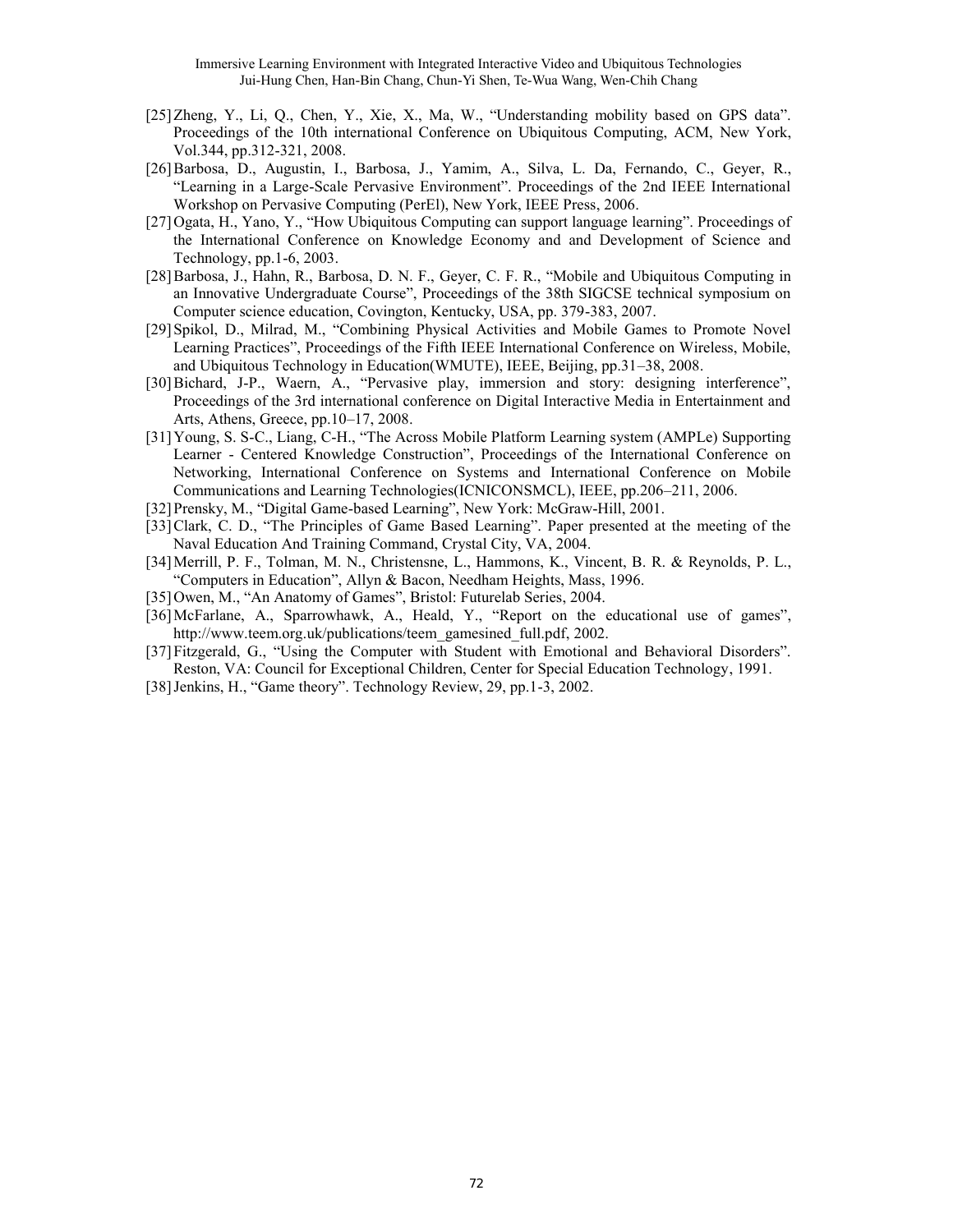[25] Zheng, Y., Li, Q., Chen, Y., Xie, X., Ma, W., "Understanding mobility based on GPS data". Proceedings of the 10th international Conference on Ubiquitous Computing, ACM, New York, Vol.344, pp.312-321, 2008.

[26] Barbosa, D., Augustin, I., Barbosa, J., Yamim, A., Silva, L. Da, Fernando, C., Geyer, R., "Learning in a Large-Scale Pervasive Environment". Proceedings of the 2nd IEEE International Workshop on Pervasive Computing (PerEl), New York, IEEE Press, 2006.

[27] Ogata, H., Yano, Y., "How Ubiquitous Computing can support language learning". Proceedings of the International Conference on Knowledge Economy and and Development of Science and Technology, pp.1-6, 2003.

[28] Barbosa, J., Hahn, R., Barbosa, D. N. F., Geyer, C. F. R., "Mobile and Ubiquitous Computing in an Innovative Undergraduate Course", Proceedings of the 38th SIGCSE technical symposium on Computer science education, Covington, Kentucky, USA, pp. 379-383, 2007.

[29] Spikol, D., Milrad, M., "Combining Physical Activities and Mobile Games to Promote Novel Learning Practices", Proceedings of the Fifth IEEE International Conference on Wireless, Mobile, and Ubiquitous Technology in Education(WMUTE), IEEE, Beijing, pp.31–38, 2008.

[30] Bichard, J-P., Waern, A., "Pervasive play, immersion and story: designing interference", Proceedings of the 3rd international conference on Digital Interactive Media in Entertainment and Arts, Athens, Greece, pp.10–17, 2008.

[31] Young, S. S-C., Liang, C-H., "The Across Mobile Platform Learning system (AMPLe) Supporting Learner - Centered Knowledge Construction", Proceedings of the International Conference on Networking, International Conference on Systems and International Conference on Mobile Communications and Learning Technologies(ICNICONSMCL), IEEE, pp.206–211, 2006.

[32] Prensky, M., "Digital Game-based Learning", New York: McGraw-Hill, 2001.

[33] Clark, C. D., "The Principles of Game Based Learning". Paper presented at the meeting of the Naval Education And Training Command, Crystal City, VA, 2004.

[34] Merrill, P. F., Tolman, M. N., Christensne, L., Hammons, K., Vincent, B. R. & Reynolds, P. L., "Computers in Education", Allyn & Bacon, Needham Heights, Mass, 1996.

[35] Owen, M., "An Anatomy of Games", Bristol: Futurelab Series, 2004.

[36] McFarlane, A., Sparrowhawk, A., Heald, Y., "Report on the educational use of games", http://www.teem.org.uk/publications/teem_gamesined_full.pdf, 2002.

[37] Fitzgerald, G., "Using the Computer with Student with Emotional and Behavioral Disorders". Reston, VA: Council for Exceptional Children, Center for Special Education Technology, 1991.

[38] Jenkins, H., "Game theory". Technology Review, 29, pp.1-3, 2002.